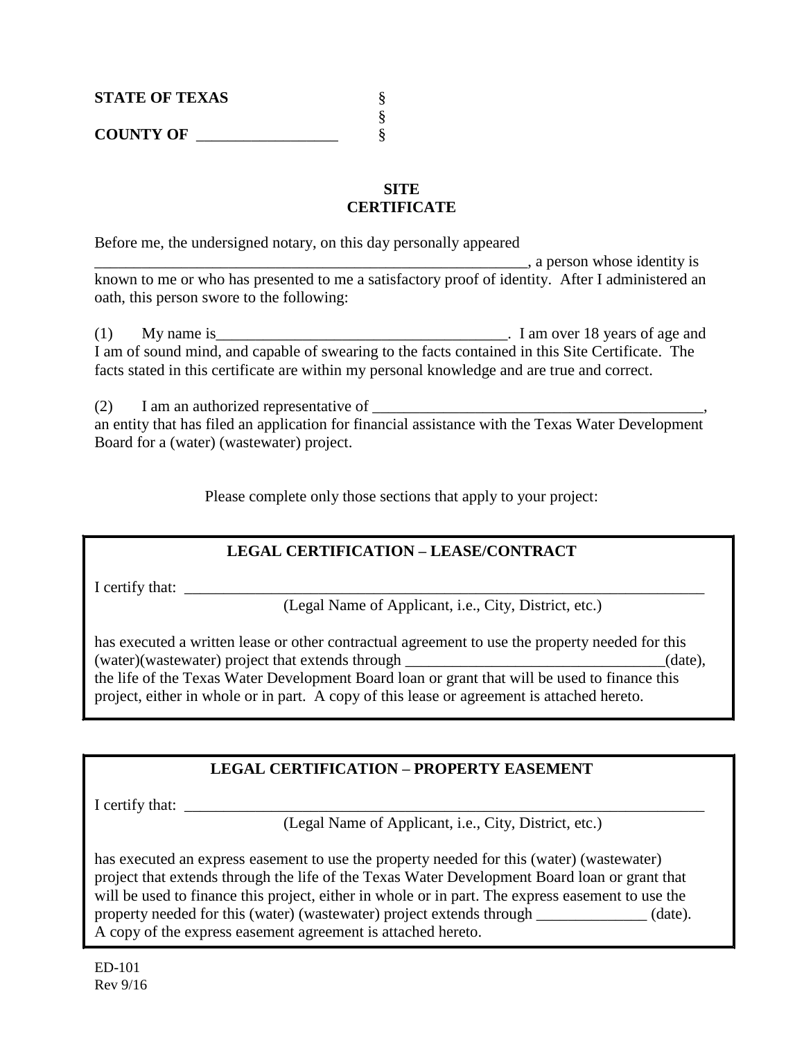**STATE OF TEXAS** §
§
**COUNTY OF** __________________ §

## SITE CERTIFICATE

Before me, the undersigned notary, on this day personally appeared ___________________________________________________________, a person whose identity is known to me or who has presented to me a satisfactory proof of identity. After I administered an oath, this person swore to the following:

(1) My name is______________________________________. I am over 18 years of age and I am of sound mind, and capable of swearing to the facts contained in this Site Certificate. The facts stated in this certificate are within my personal knowledge and are true and correct.

(2) I am an authorized representative of ____________________________________________, an entity that has filed an application for financial assistance with the Texas Water Development Board for a (water) (wastewater) project.

Please complete only those sections that apply to your project:

### LEGAL CERTIFICATION – LEASE/CONTRACT

I certify that: ______________________________________________________________________
(Legal Name of Applicant, i.e., City, District, etc.)

has executed a written lease or other contractual agreement to use the property needed for this (water)(wastewater) project that extends through _________________________________(date), the life of the Texas Water Development Board loan or grant that will be used to finance this project, either in whole or in part. A copy of this lease or agreement is attached hereto.

### LEGAL CERTIFICATION – PROPERTY EASEMENT

I certify that: ______________________________________________________________________
(Legal Name of Applicant, i.e., City, District, etc.)

has executed an express easement to use the property needed for this (water) (wastewater) project that extends through the life of the Texas Water Development Board loan or grant that will be used to finance this project, either in whole or in part. The express easement to use the property needed for this (water) (wastewater) project extends through ______________ (date). A copy of the express easement agreement is attached hereto.

ED-101
Rev 9/16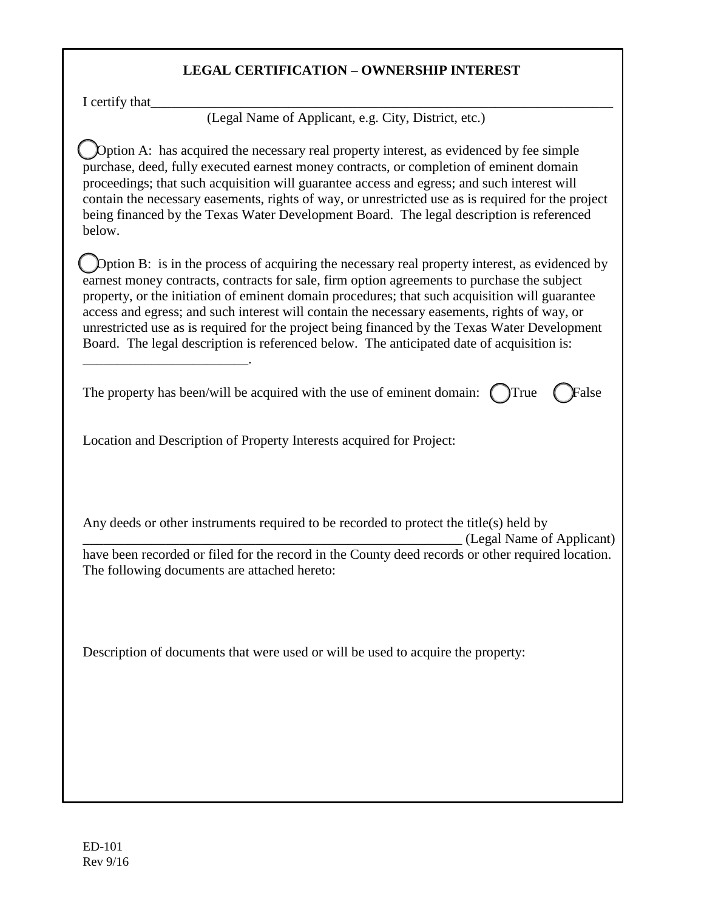## LEGAL CERTIFICATION – OWNERSHIP INTEREST

I certify that\_\_\_\_\_\_\_\_\_\_\_\_\_\_\_\_\_\_\_\_\_\_\_\_\_\_\_\_\_\_\_\_\_\_\_\_\_\_\_\_\_\_\_\_\_\_\_\_\_\_\_\_\_\_\_\_\_\_\_\_\_\_\_\_\_\_

(Legal Name of Applicant, e.g. City, District, etc.)

◯ Option A: has acquired the necessary real property interest, as evidenced by fee simple purchase, deed, fully executed earnest money contracts, or completion of eminent domain proceedings; that such acquisition will guarantee access and egress; and such interest will contain the necessary easements, rights of way, or unrestricted use as is required for the project being financed by the Texas Water Development Board. The legal description is referenced below.

◯ Option B: is in the process of acquiring the necessary real property interest, as evidenced by earnest money contracts, contracts for sale, firm option agreements to purchase the subject property, or the initiation of eminent domain procedures; that such acquisition will guarantee access and egress; and such interest will contain the necessary easements, rights of way, or unrestricted use as is required for the project being financed by the Texas Water Development Board. The legal description is referenced below. The anticipated date of acquisition is: \_\_\_\_\_\_\_\_\_\_\_\_\_\_\_\_\_\_\_\_\_\_\_\_.

The property has been/will be acquired with the use of eminent domain: ◯ True ◯ False

Location and Description of Property Interests acquired for Project:

Any deeds or other instruments required to be recorded to protect the title(s) held by \_\_\_\_\_\_\_\_\_\_\_\_\_\_\_\_\_\_\_\_\_\_\_\_\_\_\_\_\_\_\_\_\_\_\_\_\_\_\_\_\_\_\_\_\_\_\_\_\_\_\_\_\_\_ (Legal Name of Applicant) have been recorded or filed for the record in the County deed records or other required location. The following documents are attached hereto:

Description of documents that were used or will be used to acquire the property:

ED-101
Rev 9/16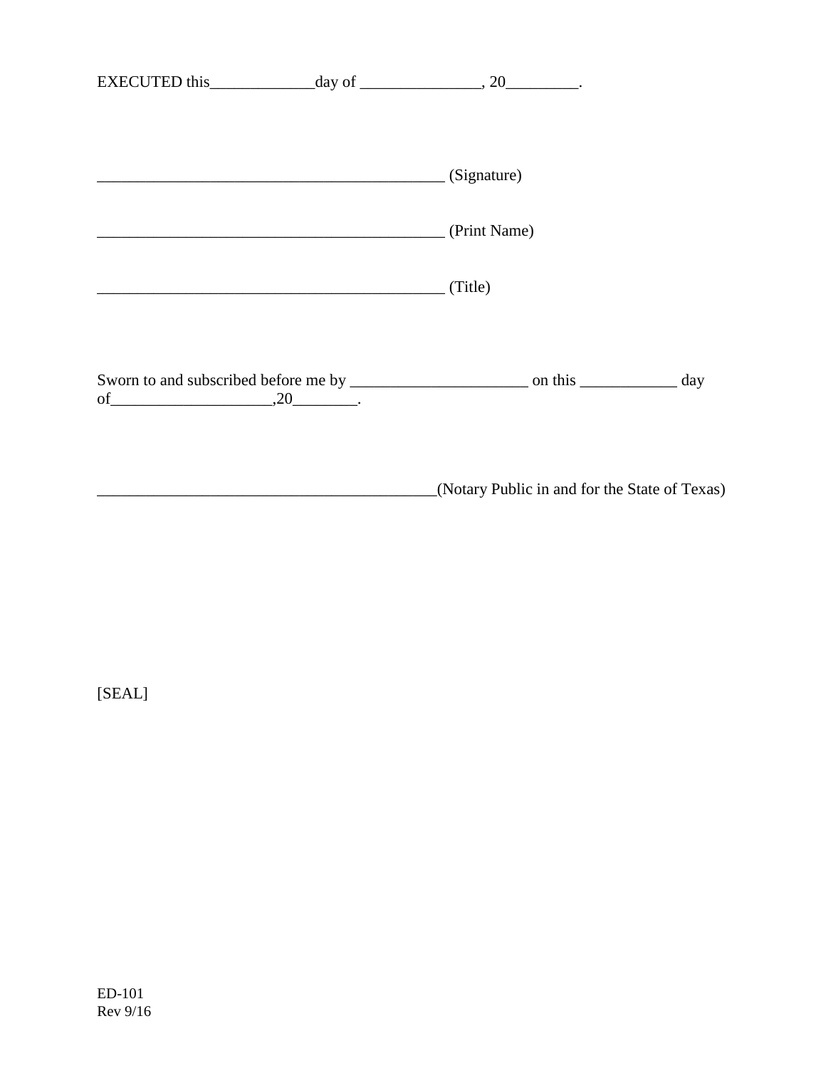EXECUTED this_____________day of _______________, 20_________.

___________________________________________ (Signature)

___________________________________________ (Print Name)

___________________________________________ (Title)

Sworn to and subscribed before me by ______________________ on this ____________ day of____________________,20________.

___________________________________________(Notary Public in and for the State of Texas)

[SEAL]

ED-101
Rev 9/16